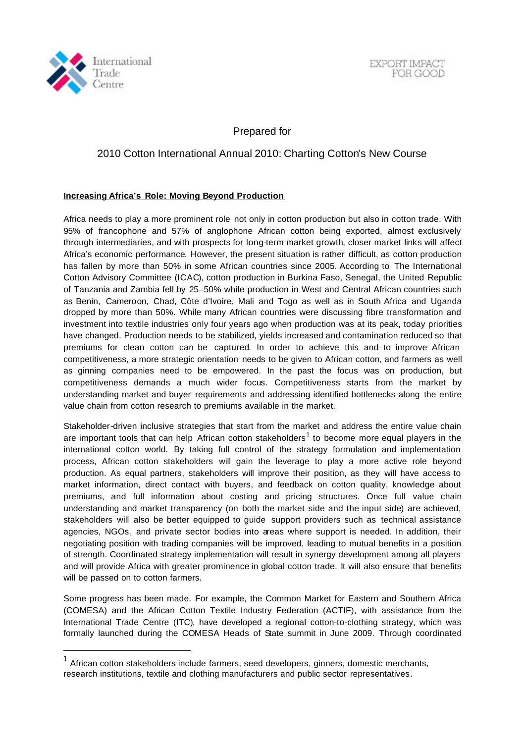International Trade Centre

EXPORT IMPACT FOR GOOD

Prepared for

2010 Cotton International Annual 2010: Charting Cotton's New Course

**Increasing Africa's Role: Moving Beyond Production**

Africa needs to play a more prominent role not only in cotton production but also in cotton trade. With 95% of francophone and 57% of anglophone African cotton being exported, almost exclusively through intermediaries, and with prospects for long-term market growth, closer market links will affect Africa's economic performance. However, the present situation is rather difficult, as cotton production has fallen by more than 50% in some African countries since 2005. According to The International Cotton Advisory Committee (ICAC), cotton production in Burkina Faso, Senegal, the United Republic of Tanzania and Zambia fell by 25–50% while production in West and Central African countries such as Benin, Cameroon, Chad, Côte d'Ivoire, Mali and Togo as well as in South Africa and Uganda dropped by more than 50%. While many African countries were discussing fibre transformation and investment into textile industries only four years ago when production was at its peak, today priorities have changed. Production needs to be stabilized, yields increased and contamination reduced so that premiums for clean cotton can be captured. In order to achieve this and to improve African competitiveness, a more strategic orientation needs to be given to African cotton, and farmers as well as ginning companies need to be empowered. In the past the focus was on production, but competitiveness demands a much wider focus. Competitiveness starts from the market by understanding market and buyer requirements and addressing identified bottlenecks along the entire value chain from cotton research to premiums available in the market.

Stakeholder-driven inclusive strategies that start from the market and address the entire value chain are important tools that can help African cotton stakeholders[1] to become more equal players in the international cotton world. By taking full control of the strategy formulation and implementation process, African cotton stakeholders will gain the leverage to play a more active role beyond production. As equal partners, stakeholders will improve their position, as they will have access to market information, direct contact with buyers, and feedback on cotton quality, knowledge about premiums, and full information about costing and pricing structures. Once full value chain understanding and market transparency (on both the market side and the input side) are achieved, stakeholders will also be better equipped to guide support providers such as technical assistance agencies, NGOs, and private sector bodies into areas where support is needed. In addition, their negotiating position with trading companies will be improved, leading to mutual benefits in a position of strength. Coordinated strategy implementation will result in synergy development among all players and will provide Africa with greater prominence in global cotton trade. It will also ensure that benefits will be passed on to cotton farmers.

Some progress has been made. For example, the Common Market for Eastern and Southern Africa (COMESA) and the African Cotton Textile Industry Federation (ACTIF), with assistance from the International Trade Centre (ITC), have developed a regional cotton-to-clothing strategy, which was formally launched during the COMESA Heads of State summit in June 2009. Through coordinated

---

[1] African cotton stakeholders include farmers, seed developers, ginners, domestic merchants, research institutions, textile and clothing manufacturers and public sector representatives.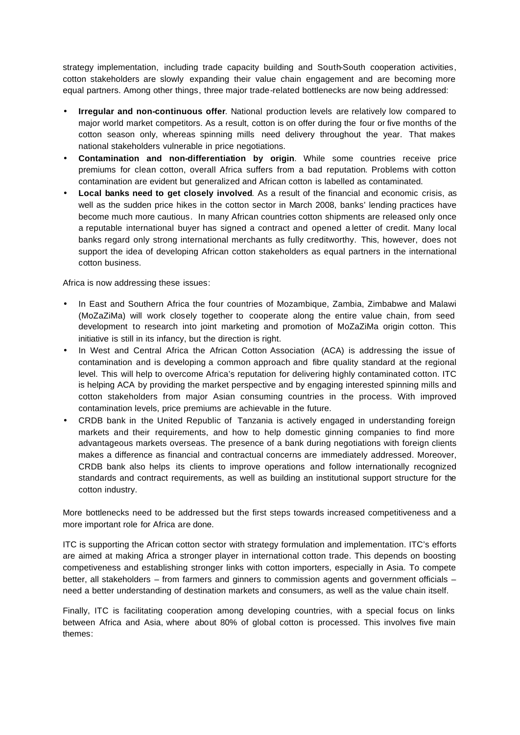strategy implementation, including trade capacity building and South-South cooperation activities, cotton stakeholders are slowly expanding their value chain engagement and are becoming more equal partners. Among other things, three major trade-related bottlenecks are now being addressed:

- **Irregular and non-continuous offer**. National production levels are relatively low compared to major world market competitors. As a result, cotton is on offer during the four or five months of the cotton season only, whereas spinning mills need delivery throughout the year. That makes national stakeholders vulnerable in price negotiations.
- **Contamination and non-differentiation by origin**. While some countries receive price premiums for clean cotton, overall Africa suffers from a bad reputation. Problems with cotton contamination are evident but generalized and African cotton is labelled as contaminated.
- **Local banks need to get closely involved**. As a result of the financial and economic crisis, as well as the sudden price hikes in the cotton sector in March 2008, banks' lending practices have become much more cautious. In many African countries cotton shipments are released only once a reputable international buyer has signed a contract and opened a letter of credit. Many local banks regard only strong international merchants as fully creditworthy. This, however, does not support the idea of developing African cotton stakeholders as equal partners in the international cotton business.

Africa is now addressing these issues:

- In East and Southern Africa the four countries of Mozambique, Zambia, Zimbabwe and Malawi (MoZaZiMa) will work closely together to cooperate along the entire value chain, from seed development to research into joint marketing and promotion of MoZaZiMa origin cotton. This initiative is still in its infancy, but the direction is right.
- In West and Central Africa the African Cotton Association (ACA) is addressing the issue of contamination and is developing a common approach and fibre quality standard at the regional level. This will help to overcome Africa's reputation for delivering highly contaminated cotton. ITC is helping ACA by providing the market perspective and by engaging interested spinning mills and cotton stakeholders from major Asian consuming countries in the process. With improved contamination levels, price premiums are achievable in the future.
- CRDB bank in the United Republic of Tanzania is actively engaged in understanding foreign markets and their requirements, and how to help domestic ginning companies to find more advantageous markets overseas. The presence of a bank during negotiations with foreign clients makes a difference as financial and contractual concerns are immediately addressed. Moreover, CRDB bank also helps its clients to improve operations and follow internationally recognized standards and contract requirements, as well as building an institutional support structure for the cotton industry.

More bottlenecks need to be addressed but the first steps towards increased competitiveness and a more important role for Africa are done.

ITC is supporting the African cotton sector with strategy formulation and implementation. ITC's efforts are aimed at making Africa a stronger player in international cotton trade. This depends on boosting competiveness and establishing stronger links with cotton importers, especially in Asia. To compete better, all stakeholders – from farmers and ginners to commission agents and government officials – need a better understanding of destination markets and consumers, as well as the value chain itself.

Finally, ITC is facilitating cooperation among developing countries, with a special focus on links between Africa and Asia, where about 80% of global cotton is processed. This involves five main themes: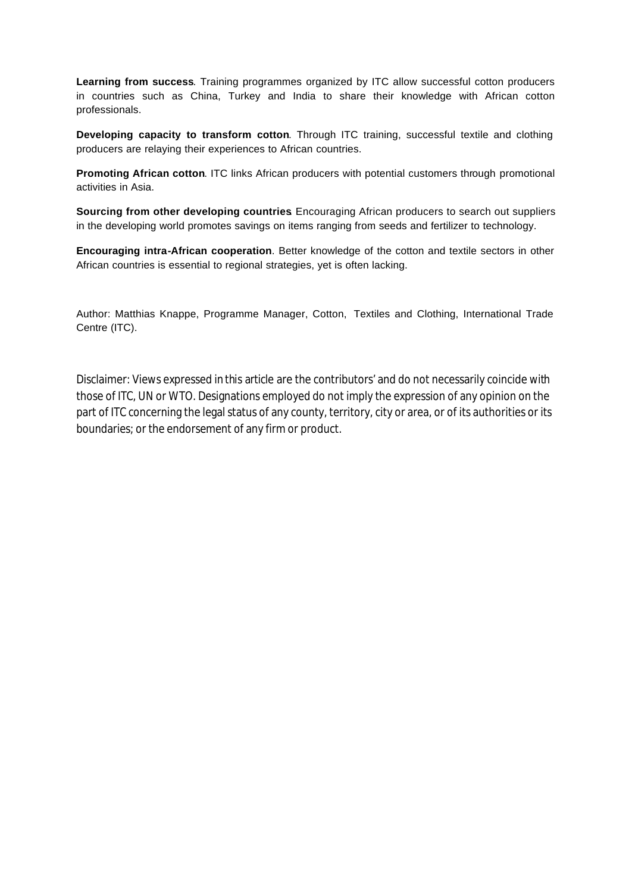**Learning from success**. Training programmes organized by ITC allow successful cotton producers in countries such as China, Turkey and India to share their knowledge with African cotton professionals.

**Developing capacity to transform cotton**. Through ITC training, successful textile and clothing producers are relaying their experiences to African countries.

**Promoting African cotton**. ITC links African producers with potential customers through promotional activities in Asia.

**Sourcing from other developing countries**. Encouraging African producers to search out suppliers in the developing world promotes savings on items ranging from seeds and fertilizer to technology.

**Encouraging intra-African cooperation**. Better knowledge of the cotton and textile sectors in other African countries is essential to regional strategies, yet is often lacking.

Author: Matthias Knappe, Programme Manager, Cotton, Textiles and Clothing, International Trade Centre (ITC).

Disclaimer: Views expressed in this article are the contributors' and do not necessarily coincide with those of ITC, UN or WTO. Designations employed do not imply the expression of any opinion on the part of ITC concerning the legal status of any county, territory, city or area, or of its authorities or its boundaries; or the endorsement of any firm or product.